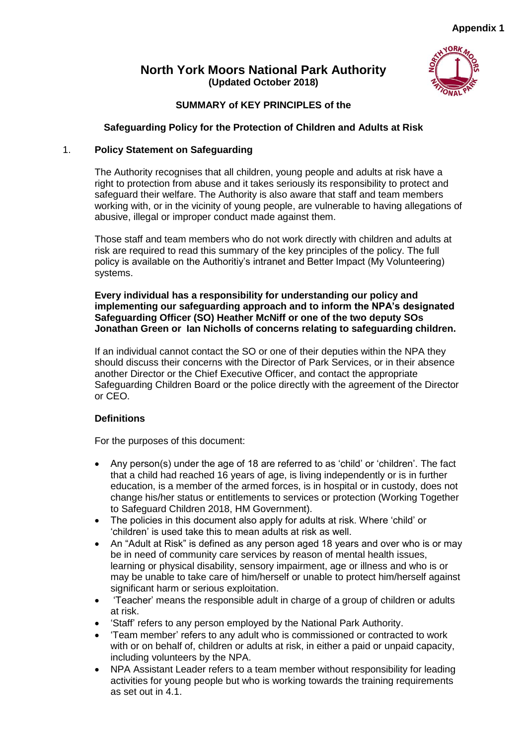**Appendix 1**

# North York Moors National Park Authority

**(Updated October 2018)**

## SUMMARY of KEY PRINCIPLES of the

## Safeguarding Policy for the Protection of Children and Adults at Risk

### 1. Policy Statement on Safeguarding

The Authority recognises that all children, young people and adults at risk have a right to protection from abuse and it takes seriously its responsibility to protect and safeguard their welfare. The Authority is also aware that staff and team members working with, or in the vicinity of young people, are vulnerable to having allegations of abusive, illegal or improper conduct made against them.

Those staff and team members who do not work directly with children and adults at risk are required to read this summary of the key principles of the policy. The full policy is available on the Authoritiy's intranet and Better Impact (My Volunteering) systems.

**Every individual has a responsibility for understanding our policy and implementing our safeguarding approach and to inform the NPA's designated Safeguarding Officer (SO) Heather McNiff or one of the two deputy SOs Jonathan Green or Ian Nicholls of concerns relating to safeguarding children.**

If an individual cannot contact the SO or one of their deputies within the NPA they should discuss their concerns with the Director of Park Services, or in their absence another Director or the Chief Executive Officer, and contact the appropriate Safeguarding Children Board or the police directly with the agreement of the Director or CEO.

**Definitions**

For the purposes of this document:

- Any person(s) under the age of 18 are referred to as 'child' or 'children'. The fact that a child had reached 16 years of age, is living independently or is in further education, is a member of the armed forces, is in hospital or in custody, does not change his/her status or entitlements to services or protection (Working Together to Safeguard Children 2018, HM Government).
- The policies in this document also apply for adults at risk. Where 'child' or 'children' is used take this to mean adults at risk as well.
- An "Adult at Risk" is defined as any person aged 18 years and over who is or may be in need of community care services by reason of mental health issues, learning or physical disability, sensory impairment, age or illness and who is or may be unable to take care of him/herself or unable to protect him/herself against significant harm or serious exploitation.
- 'Teacher' means the responsible adult in charge of a group of children or adults at risk.
- 'Staff' refers to any person employed by the National Park Authority.
- 'Team member' refers to any adult who is commissioned or contracted to work with or on behalf of, children or adults at risk, in either a paid or unpaid capacity, including volunteers by the NPA.
- NPA Assistant Leader refers to a team member without responsibility for leading activities for young people but who is working towards the training requirements as set out in 4.1.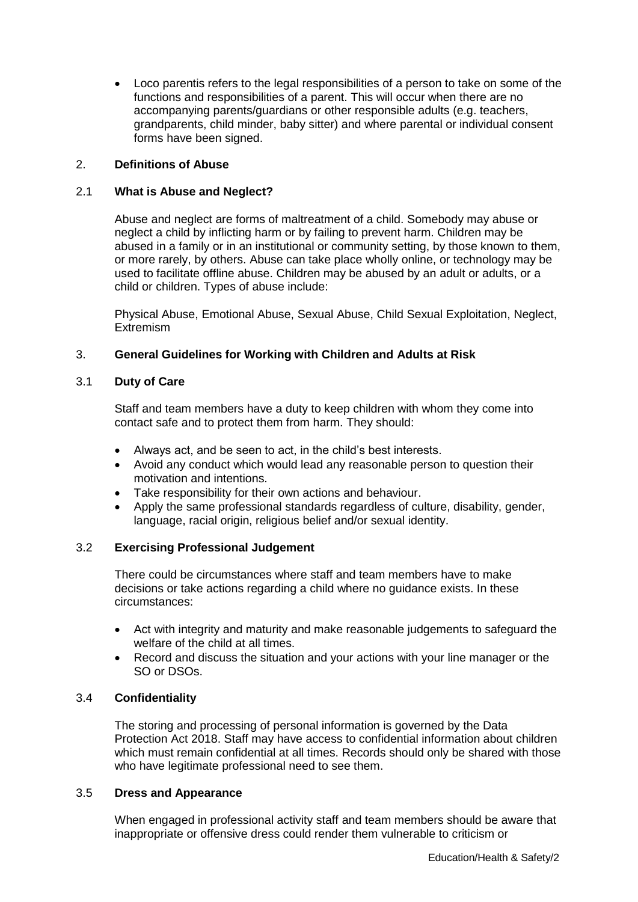- Loco parentis refers to the legal responsibilities of a person to take on some of the functions and responsibilities of a parent. This will occur when there are no accompanying parents/guardians or other responsible adults (e.g. teachers, grandparents, child minder, baby sitter) and where parental or individual consent forms have been signed.

## 2. Definitions of Abuse

### 2.1 What is Abuse and Neglect?

Abuse and neglect are forms of maltreatment of a child. Somebody may abuse or neglect a child by inflicting harm or by failing to prevent harm. Children may be abused in a family or in an institutional or community setting, by those known to them, or more rarely, by others. Abuse can take place wholly online, or technology may be used to facilitate offline abuse. Children may be abused by an adult or adults, or a child or children. Types of abuse include:

Physical Abuse, Emotional Abuse, Sexual Abuse, Child Sexual Exploitation, Neglect, Extremism

## 3. General Guidelines for Working with Children and Adults at Risk

### 3.1 Duty of Care

Staff and team members have a duty to keep children with whom they come into contact safe and to protect them from harm. They should:

- Always act, and be seen to act, in the child's best interests.
- Avoid any conduct which would lead any reasonable person to question their motivation and intentions.
- Take responsibility for their own actions and behaviour.
- Apply the same professional standards regardless of culture, disability, gender, language, racial origin, religious belief and/or sexual identity.

### 3.2 Exercising Professional Judgement

There could be circumstances where staff and team members have to make decisions or take actions regarding a child where no guidance exists. In these circumstances:

- Act with integrity and maturity and make reasonable judgements to safeguard the welfare of the child at all times.
- Record and discuss the situation and your actions with your line manager or the SO or DSOs.

### 3.4 Confidentiality

The storing and processing of personal information is governed by the Data Protection Act 2018. Staff may have access to confidential information about children which must remain confidential at all times. Records should only be shared with those who have legitimate professional need to see them.

### 3.5 Dress and Appearance

When engaged in professional activity staff and team members should be aware that inappropriate or offensive dress could render them vulnerable to criticism or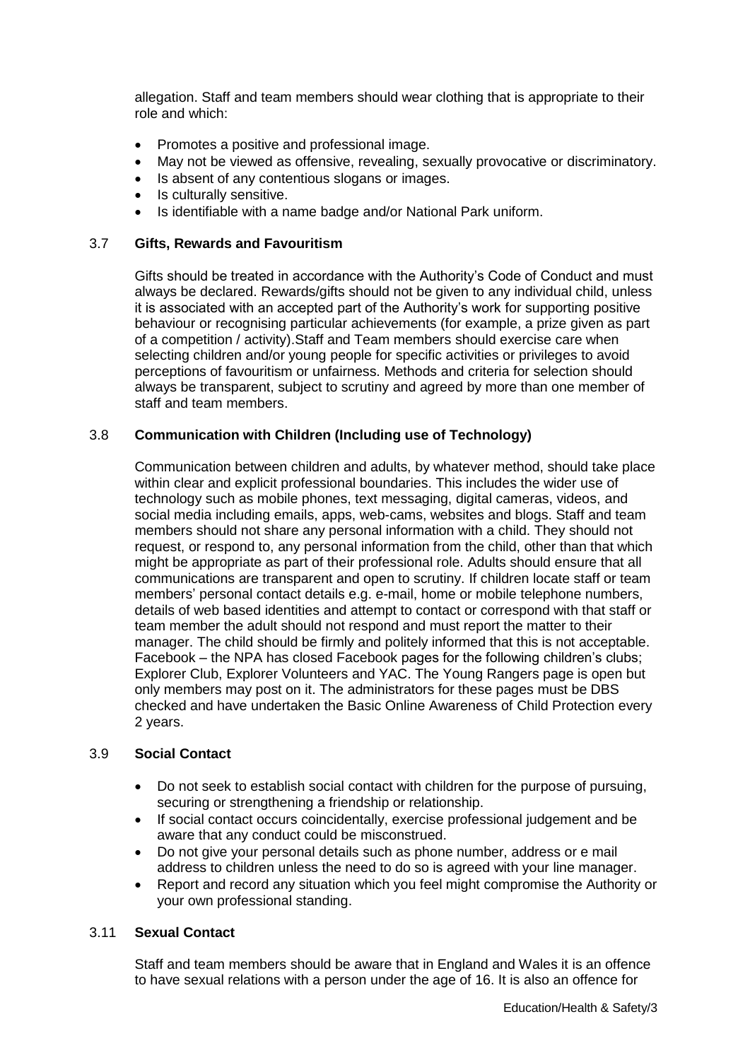allegation. Staff and team members should wear clothing that is appropriate to their role and which:

- Promotes a positive and professional image.
- May not be viewed as offensive, revealing, sexually provocative or discriminatory.
- Is absent of any contentious slogans or images.
- Is culturally sensitive.
- Is identifiable with a name badge and/or National Park uniform.

### 3.7 Gifts, Rewards and Favouritism

Gifts should be treated in accordance with the Authority's Code of Conduct and must always be declared. Rewards/gifts should not be given to any individual child, unless it is associated with an accepted part of the Authority's work for supporting positive behaviour or recognising particular achievements (for example, a prize given as part of a competition / activity).Staff and Team members should exercise care when selecting children and/or young people for specific activities or privileges to avoid perceptions of favouritism or unfairness. Methods and criteria for selection should always be transparent, subject to scrutiny and agreed by more than one member of staff and team members.

### 3.8 Communication with Children (Including use of Technology)

Communication between children and adults, by whatever method, should take place within clear and explicit professional boundaries. This includes the wider use of technology such as mobile phones, text messaging, digital cameras, videos, and social media including emails, apps, web-cams, websites and blogs. Staff and team members should not share any personal information with a child. They should not request, or respond to, any personal information from the child, other than that which might be appropriate as part of their professional role. Adults should ensure that all communications are transparent and open to scrutiny. If children locate staff or team members' personal contact details e.g. e-mail, home or mobile telephone numbers, details of web based identities and attempt to contact or correspond with that staff or team member the adult should not respond and must report the matter to their manager. The child should be firmly and politely informed that this is not acceptable. Facebook – the NPA has closed Facebook pages for the following children's clubs; Explorer Club, Explorer Volunteers and YAC. The Young Rangers page is open but only members may post on it. The administrators for these pages must be DBS checked and have undertaken the Basic Online Awareness of Child Protection every 2 years.

### 3.9 Social Contact

- Do not seek to establish social contact with children for the purpose of pursuing, securing or strengthening a friendship or relationship.
- If social contact occurs coincidentally, exercise professional judgement and be aware that any conduct could be misconstrued.
- Do not give your personal details such as phone number, address or e mail address to children unless the need to do so is agreed with your line manager.
- Report and record any situation which you feel might compromise the Authority or your own professional standing.

### 3.11 Sexual Contact

Staff and team members should be aware that in England and Wales it is an offence to have sexual relations with a person under the age of 16. It is also an offence for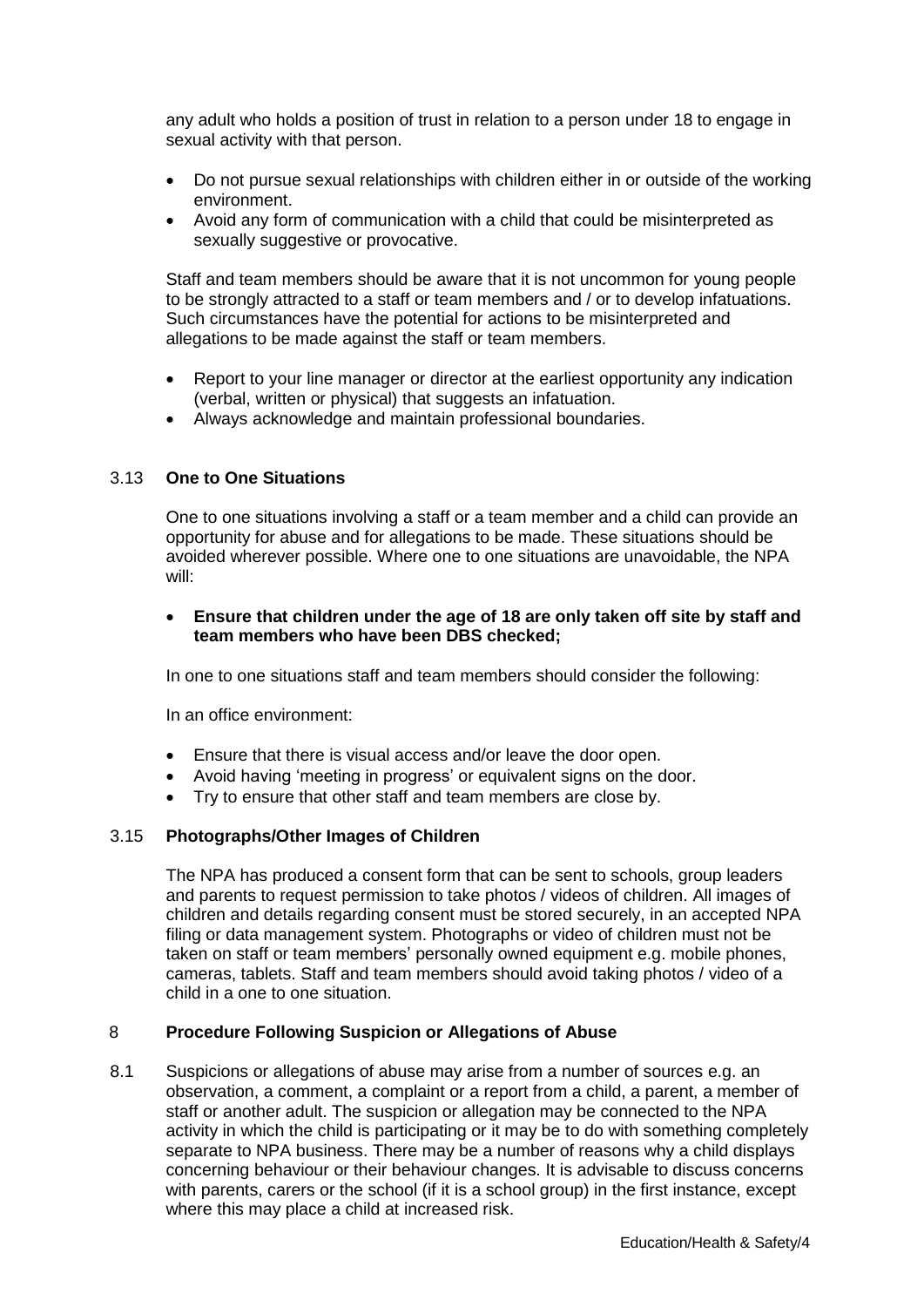any adult who holds a position of trust in relation to a person under 18 to engage in sexual activity with that person.

- Do not pursue sexual relationships with children either in or outside of the working environment.
- Avoid any form of communication with a child that could be misinterpreted as sexually suggestive or provocative.

Staff and team members should be aware that it is not uncommon for young people to be strongly attracted to a staff or team members and / or to develop infatuations. Such circumstances have the potential for actions to be misinterpreted and allegations to be made against the staff or team members.

- Report to your line manager or director at the earliest opportunity any indication (verbal, written or physical) that suggests an infatuation.
- Always acknowledge and maintain professional boundaries.

### 3.13 **One to One Situations**

One to one situations involving a staff or a team member and a child can provide an opportunity for abuse and for allegations to be made. These situations should be avoided wherever possible. Where one to one situations are unavoidable, the NPA will:

- **Ensure that children under the age of 18 are only taken off site by staff and team members who have been DBS checked;**

In one to one situations staff and team members should consider the following:

In an office environment:

- Ensure that there is visual access and/or leave the door open.
- Avoid having 'meeting in progress' or equivalent signs on the door.
- Try to ensure that other staff and team members are close by.

### 3.15 **Photographs/Other Images of Children**

The NPA has produced a consent form that can be sent to schools, group leaders and parents to request permission to take photos / videos of children. All images of children and details regarding consent must be stored securely, in an accepted NPA filing or data management system. Photographs or video of children must not be taken on staff or team members' personally owned equipment e.g. mobile phones, cameras, tablets. Staff and team members should avoid taking photos / video of a child in a one to one situation.

## 8 **Procedure Following Suspicion or Allegations of Abuse**

8.1 Suspicions or allegations of abuse may arise from a number of sources e.g. an observation, a comment, a complaint or a report from a child, a parent, a member of staff or another adult. The suspicion or allegation may be connected to the NPA activity in which the child is participating or it may be to do with something completely separate to NPA business. There may be a number of reasons why a child displays concerning behaviour or their behaviour changes. It is advisable to discuss concerns with parents, carers or the school (if it is a school group) in the first instance, except where this may place a child at increased risk.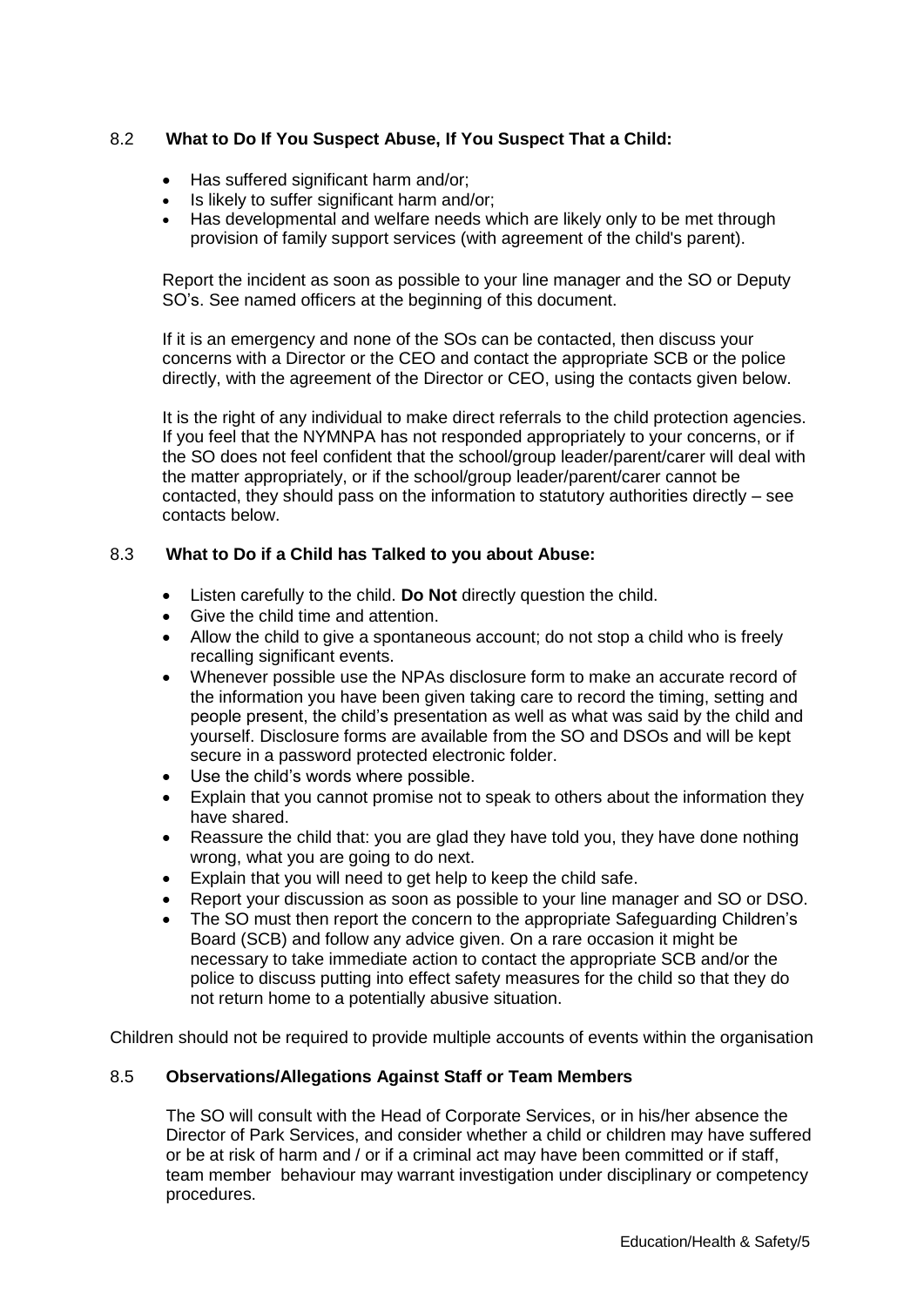### 8.2 What to Do If You Suspect Abuse, If You Suspect That a Child:

- Has suffered significant harm and/or;
- Is likely to suffer significant harm and/or;
- Has developmental and welfare needs which are likely only to be met through provision of family support services (with agreement of the child's parent).

Report the incident as soon as possible to your line manager and the SO or Deputy SO's. See named officers at the beginning of this document.

If it is an emergency and none of the SOs can be contacted, then discuss your concerns with a Director or the CEO and contact the appropriate SCB or the police directly, with the agreement of the Director or CEO, using the contacts given below.

It is the right of any individual to make direct referrals to the child protection agencies. If you feel that the NYMNPA has not responded appropriately to your concerns, or if the SO does not feel confident that the school/group leader/parent/carer will deal with the matter appropriately, or if the school/group leader/parent/carer cannot be contacted, they should pass on the information to statutory authorities directly – see contacts below.

### 8.3 What to Do if a Child has Talked to you about Abuse:

- Listen carefully to the child. **Do Not** directly question the child.
- Give the child time and attention.
- Allow the child to give a spontaneous account; do not stop a child who is freely recalling significant events.
- Whenever possible use the NPAs disclosure form to make an accurate record of the information you have been given taking care to record the timing, setting and people present, the child's presentation as well as what was said by the child and yourself. Disclosure forms are available from the SO and DSOs and will be kept secure in a password protected electronic folder.
- Use the child's words where possible.
- Explain that you cannot promise not to speak to others about the information they have shared.
- Reassure the child that: you are glad they have told you, they have done nothing wrong, what you are going to do next.
- Explain that you will need to get help to keep the child safe.
- Report your discussion as soon as possible to your line manager and SO or DSO.
- The SO must then report the concern to the appropriate Safeguarding Children's Board (SCB) and follow any advice given. On a rare occasion it might be necessary to take immediate action to contact the appropriate SCB and/or the police to discuss putting into effect safety measures for the child so that they do not return home to a potentially abusive situation.

Children should not be required to provide multiple accounts of events within the organisation

### 8.5 Observations/Allegations Against Staff or Team Members

The SO will consult with the Head of Corporate Services, or in his/her absence the Director of Park Services, and consider whether a child or children may have suffered or be at risk of harm and / or if a criminal act may have been committed or if staff, team member behaviour may warrant investigation under disciplinary or competency procedures.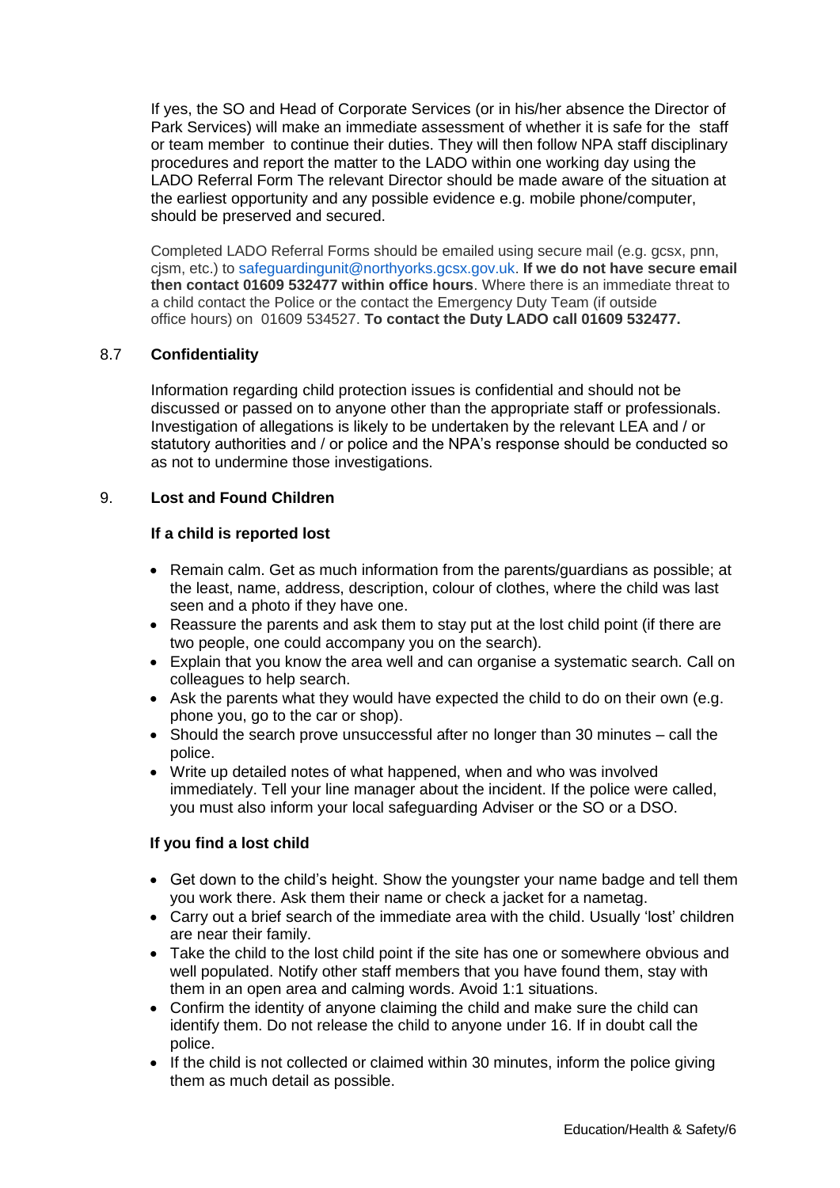If yes, the SO and Head of Corporate Services (or in his/her absence the Director of Park Services) will make an immediate assessment of whether it is safe for the staff or team member to continue their duties. They will then follow NPA staff disciplinary procedures and report the matter to the LADO within one working day using the LADO Referral Form The relevant Director should be made aware of the situation at the earliest opportunity and any possible evidence e.g. mobile phone/computer, should be preserved and secured.

Completed LADO Referral Forms should be emailed using secure mail (e.g. gcsx, pnn, cjsm, etc.) to safeguardingunit@northyorks.gcsx.gov.uk. **If we do not have secure email then contact 01609 532477 within office hours**. Where there is an immediate threat to a child contact the Police or the contact the Emergency Duty Team (if outside office hours) on 01609 534527. **To contact the Duty LADO call 01609 532477.**

## 8.7 Confidentiality

Information regarding child protection issues is confidential and should not be discussed or passed on to anyone other than the appropriate staff or professionals. Investigation of allegations is likely to be undertaken by the relevant LEA and / or statutory authorities and / or police and the NPA's response should be conducted so as not to undermine those investigations.

## 9. Lost and Found Children

### If a child is reported lost

- Remain calm. Get as much information from the parents/guardians as possible; at the least, name, address, description, colour of clothes, where the child was last seen and a photo if they have one.
- Reassure the parents and ask them to stay put at the lost child point (if there are two people, one could accompany you on the search).
- Explain that you know the area well and can organise a systematic search. Call on colleagues to help search.
- Ask the parents what they would have expected the child to do on their own (e.g. phone you, go to the car or shop).
- Should the search prove unsuccessful after no longer than 30 minutes – call the police.
- Write up detailed notes of what happened, when and who was involved immediately. Tell your line manager about the incident. If the police were called, you must also inform your local safeguarding Adviser or the SO or a DSO.

### If you find a lost child

- Get down to the child's height. Show the youngster your name badge and tell them you work there. Ask them their name or check a jacket for a nametag.
- Carry out a brief search of the immediate area with the child. Usually 'lost' children are near their family.
- Take the child to the lost child point if the site has one or somewhere obvious and well populated. Notify other staff members that you have found them, stay with them in an open area and calming words. Avoid 1:1 situations.
- Confirm the identity of anyone claiming the child and make sure the child can identify them. Do not release the child to anyone under 16. If in doubt call the police.
- If the child is not collected or claimed within 30 minutes, inform the police giving them as much detail as possible.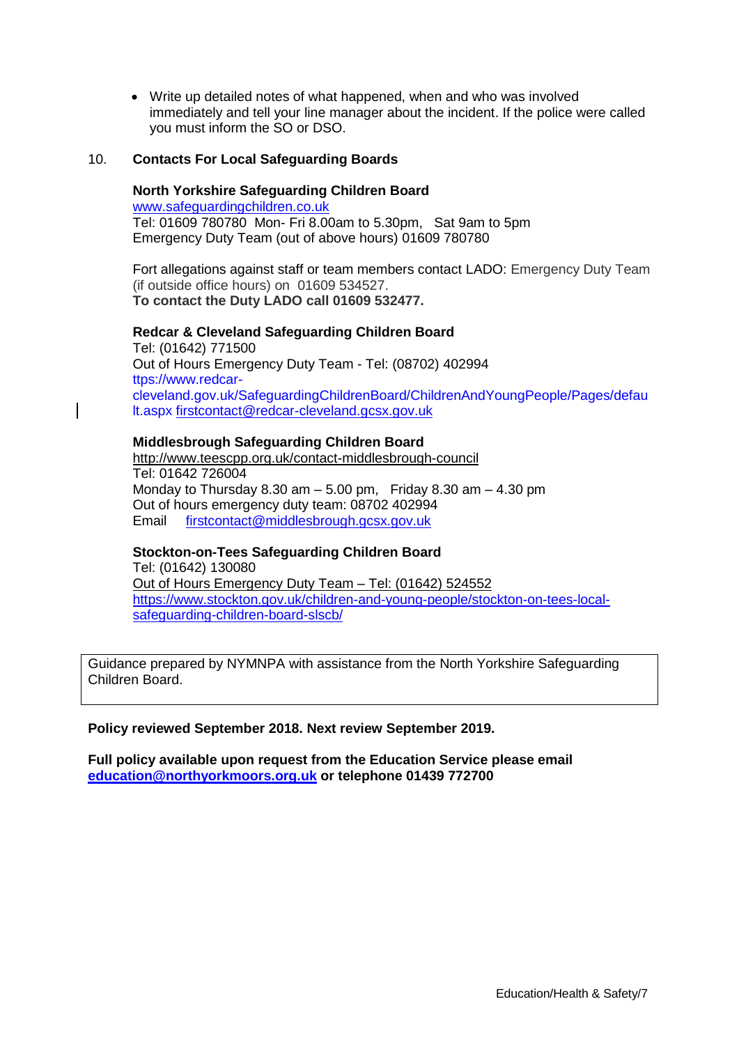- Write up detailed notes of what happened, when and who was involved immediately and tell your line manager about the incident. If the police were called you must inform the SO or DSO.

## 10. Contacts For Local Safeguarding Boards

**North Yorkshire Safeguarding Children Board**
www.safeguardingchildren.co.uk
Tel: 01609 780780 Mon- Fri 8.00am to 5.30pm, Sat 9am to 5pm
Emergency Duty Team (out of above hours) 01609 780780

Fort allegations against staff or team members contact LADO: Emergency Duty Team (if outside office hours) on 01609 534527.
**To contact the Duty LADO call 01609 532477.**

**Redcar & Cleveland Safeguarding Children Board**
Tel: (01642) 771500
Out of Hours Emergency Duty Team - Tel: (08702) 402994
ttps://www.redcar-cleveland.gov.uk/SafeguardingChildrenBoard/ChildrenAndYoungPeople/Pages/default.aspx firstcontact@redcar-cleveland.gcsx.gov.uk

**Middlesbrough Safeguarding Children Board**
http://www.teescpp.org.uk/contact-middlesbrough-council
Tel: 01642 726004
Monday to Thursday 8.30 am – 5.00 pm, Friday 8.30 am – 4.30 pm
Out of hours emergency duty team: 08702 402994
Email firstcontact@middlesbrough.gcsx.gov.uk

**Stockton-on-Tees Safeguarding Children Board**
Tel: (01642) 130080
Out of Hours Emergency Duty Team – Tel: (01642) 524552
https://www.stockton.gov.uk/children-and-young-people/stockton-on-tees-local-safeguarding-children-board-slscb/

Guidance prepared by NYMNPA with assistance from the North Yorkshire Safeguarding Children Board.

**Policy reviewed September 2018. Next review September 2019.**

**Full policy available upon request from the Education Service please email education@northyorkmoors.org.uk or telephone 01439 772700**